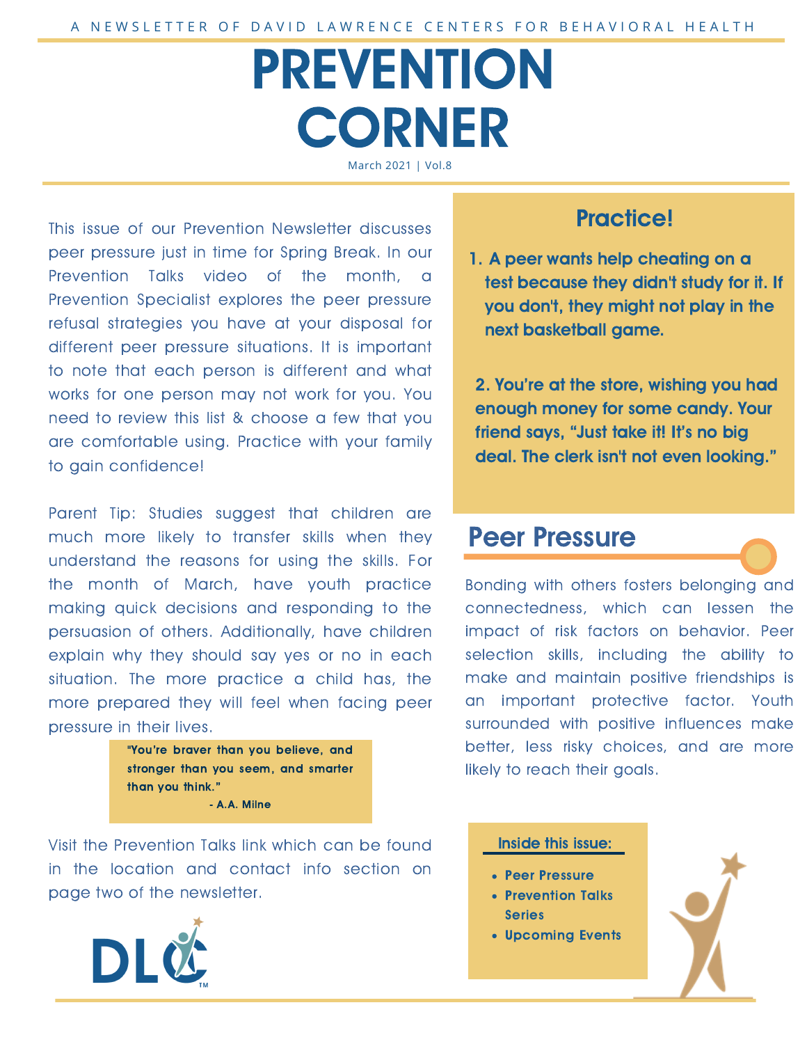A NEWSLETTER OF DAVID LAWRENCE CENTERS FOR BEHAVIORAL HEALTH

# PREVENTION CORNER

March 2021 | Vol.8

This issue of our Prevention Newsletter discusses peer pressure just in time for Spring Break. In our Prevention Talks video of the month, a Prevention Specialist explores the peer pressure refusal strategies you have at your disposal for different peer pressure situations. It is important to note that each person is different and what works for one person may not work for you. You need to review this list & choose a few that you are comfortable using. Practice with your family to gain confidence!

Parent Tip: Studies suggest that children are much more likely to transfer skills when they understand the reasons for using the skills. For the month of March, have youth practice making quick decisions and responding to the persuasion of others. Additionally, have children explain why they should say yes or no in each situation. The more practice a child has, the more prepared they will feel when facing peer pressure in their lives.

> **"You're braver than you believe, and stronger than you seem, and smarter than you think."**
> **- A.A. Milne**

Visit the Prevention Talks link which can be found in the location and contact info section on page two of the newsletter.

## Practice!

1. **A peer wants help cheating on a test because they didn't study for it. If you don't, they might not play in the next basketball game.**

2. **You're at the store, wishing you had enough money for some candy. Your friend says, "Just take it! It's no big deal. The clerk isn't not even looking."**

## Peer Pressure

Bonding with others fosters belonging and connectedness, which can lessen the impact of risk factors on behavior. Peer selection skills, including the ability to make and maintain positive friendships is an important protective factor. Youth surrounded with positive influences make better, less risky choices, and are more likely to reach their goals.

**Inside this issue:**

- **Peer Pressure**
- **Prevention Talks Series**
- **Upcoming Events**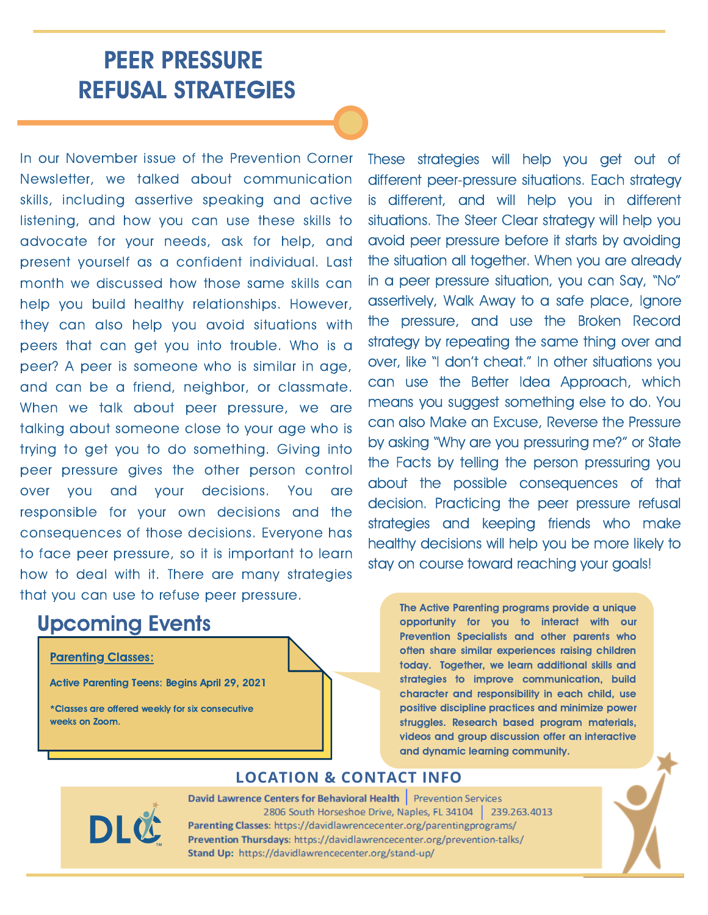# PEER PRESSURE REFUSAL STRATEGIES

In our November issue of the Prevention Corner Newsletter, we talked about communication skills, including assertive speaking and active listening, and how you can use these skills to advocate for your needs, ask for help, and present yourself as a confident individual. Last month we discussed how those same skills can help you build healthy relationships. However, they can also help you avoid situations with peers that can get you into trouble. Who is a peer? A peer is someone who is similar in age, and can be a friend, neighbor, or classmate. When we talk about peer pressure, we are talking about someone close to your age who is trying to get you to do something. Giving into peer pressure gives the other person control over you and your decisions. You are responsible for your own decisions and the consequences of those decisions. Everyone has to face peer pressure, so it is important to learn how to deal with it. There are many strategies that you can use to refuse peer pressure.

These strategies will help you get out of different peer-pressure situations. Each strategy is different, and will help you in different situations. The Steer Clear strategy will help you avoid peer pressure before it starts by avoiding the situation all together. When you are already in a peer pressure situation, you can Say, "No" assertively, Walk Away to a safe place, Ignore the pressure, and use the Broken Record strategy by repeating the same thing over and over, like "I don't cheat." In other situations you can use the Better Idea Approach, which means you suggest something else to do. You can also Make an Excuse, Reverse the Pressure by asking "Why are you pressuring me?" or State the Facts by telling the person pressuring you about the possible consequences of that decision. Practicing the peer pressure refusal strategies and keeping friends who make healthy decisions will help you be more likely to stay on course toward reaching your goals!

## Upcoming Events

**Parenting Classes:**

**Active Parenting Teens: Begins April 29, 2021**

***Classes are offered weekly for six consecutive weeks on Zoom.**

**The Active Parenting programs provide a unique opportunity for you to interact with our Prevention Specialists and other parents who often share similar experiences raising children today. Together, we learn additional skills and strategies to improve communication, build character and responsibility in each child, use positive discipline practices and minimize power struggles. Research based program materials, videos and group discussion offer an interactive and dynamic learning community.**

## LOCATION & CONTACT INFO

**David Lawrence Centers for Behavioral Health** | Prevention Services
2806 South Horseshoe Drive, Naples, FL 34104 | 239.263.4013
**Parenting Classes**: https://davidlawrencecenter.org/parentingprograms/
**Prevention Thursdays**: https://davidlawrencecenter.org/prevention-talks/
**Stand Up:** https://davidlawrencecenter.org/stand-up/